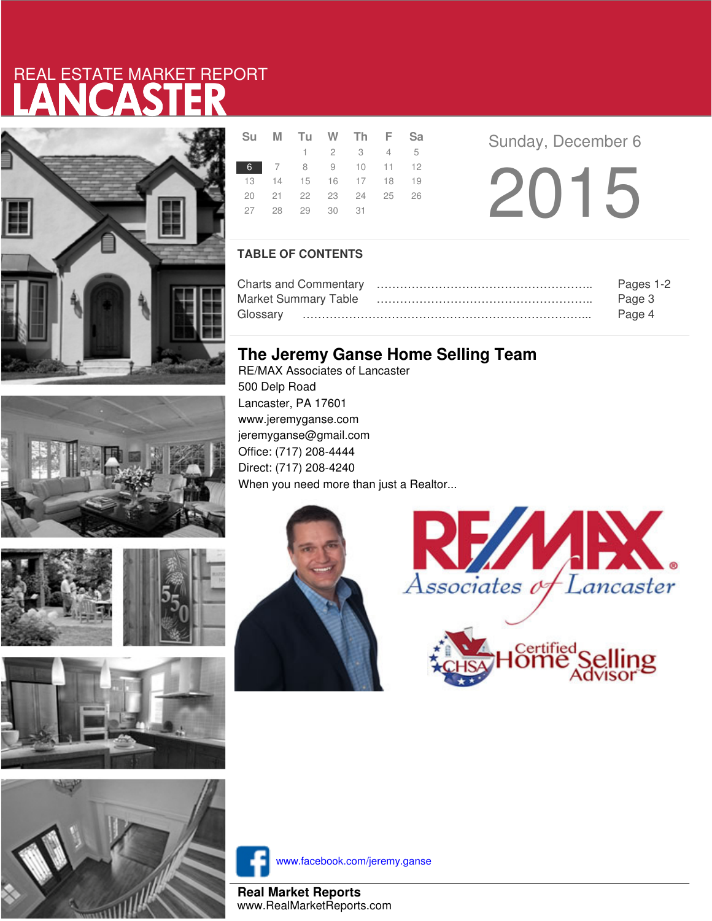# REAL ESTATE MARKET REPORT LANCASTER

| Su | M | Tu | W | Th | F | Sa |
|---|---|---|---|---|---|---|
| | | 1 | 2 | 3 | 4 | 5 |
| 6 | 7 | 8 | 9 | 10 | 11 | 12 |
| 13 | 14 | 15 | 16 | 17 | 18 | 19 |
| 20 | 21 | 22 | 23 | 24 | 25 | 26 |
| 27 | 28 | 29 | 30 | 31 | | |

Sunday, December 6

2015

## TABLE OF CONTENTS

| | |
|---|---|
| Charts and Commentary | Pages 1-2 |
| Market Summary Table | Page 3 |
| Glossary | Page 4 |

## The Jeremy Ganse Home Selling Team

RE/MAX Associates of Lancaster
500 Delp Road
Lancaster, PA 17601
www.jeremyganse.com
jeremyganse@gmail.com
Office: (717) 208-4444
Direct: (717) 208-4240
When you need more than just a Realtor...

www.facebook.com/jeremy.ganse

**Real Market Reports**
www.RealMarketReports.com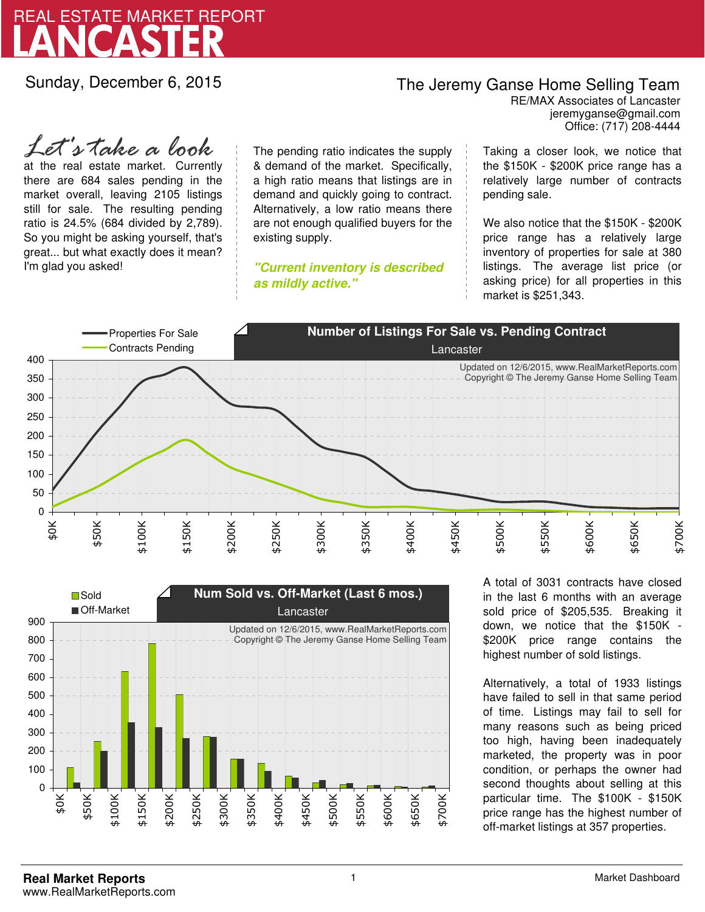# REAL ESTATE MARKET REPORT
# LANCASTER

Sunday, December 6, 2015

## The Jeremy Ganse Home Selling Team

RE/MAX Associates of Lancaster
jeremyganse@gmail.com
Office: (717) 208-4444

*Let's take a look* at the real estate market. Currently there are 684 sales pending in the market overall, leaving 2105 listings still for sale. The resulting pending ratio is 24.5% (684 divided by 2,789). So you might be asking yourself, that's great... but what exactly does it mean? I'm glad you asked!

The pending ratio indicates the supply & demand of the market. Specifically, a high ratio means that listings are in demand and quickly going to contract. Alternatively, a low ratio means there are not enough qualified buyers for the existing supply.

***"Current inventory is described as mildly active."***

Taking a closer look, we notice that the $150K - $200K price range has a relatively large number of contracts pending sale.

We also notice that the $150K - $200K price range has a relatively large inventory of properties for sale at 380 listings. The average list price (or asking price) for all properties in this market is $251,343.

**Number of Listings For Sale vs. Pending Contract**
Lancaster

Legend: Properties For Sale; Contracts Pending

Updated on 12/6/2015, www.RealMarketReports.com
Copyright © The Jeremy Ganse Home Selling Team

**Num Sold vs. Off-Market (Last 6 mos.)**
Lancaster

Legend: Sold; Off-Market

Updated on 12/6/2015, www.RealMarketReports.com
Copyright © The Jeremy Ganse Home Selling Team

A total of 3031 contracts have closed in the last 6 months with an average sold price of $205,535. Breaking it down, we notice that the $150K - $200K price range contains the highest number of sold listings.

Alternatively, a total of 1933 listings have failed to sell in that same period of time. Listings may fail to sell for many reasons such as being priced too high, having been inadequately marketed, the property was in poor condition, or perhaps the owner had second thoughts about selling at this particular time. The $100K - $150K price range has the highest number of off-market listings at 357 properties.

**Real Market Reports**
www.RealMarketReports.com

Market Dashboard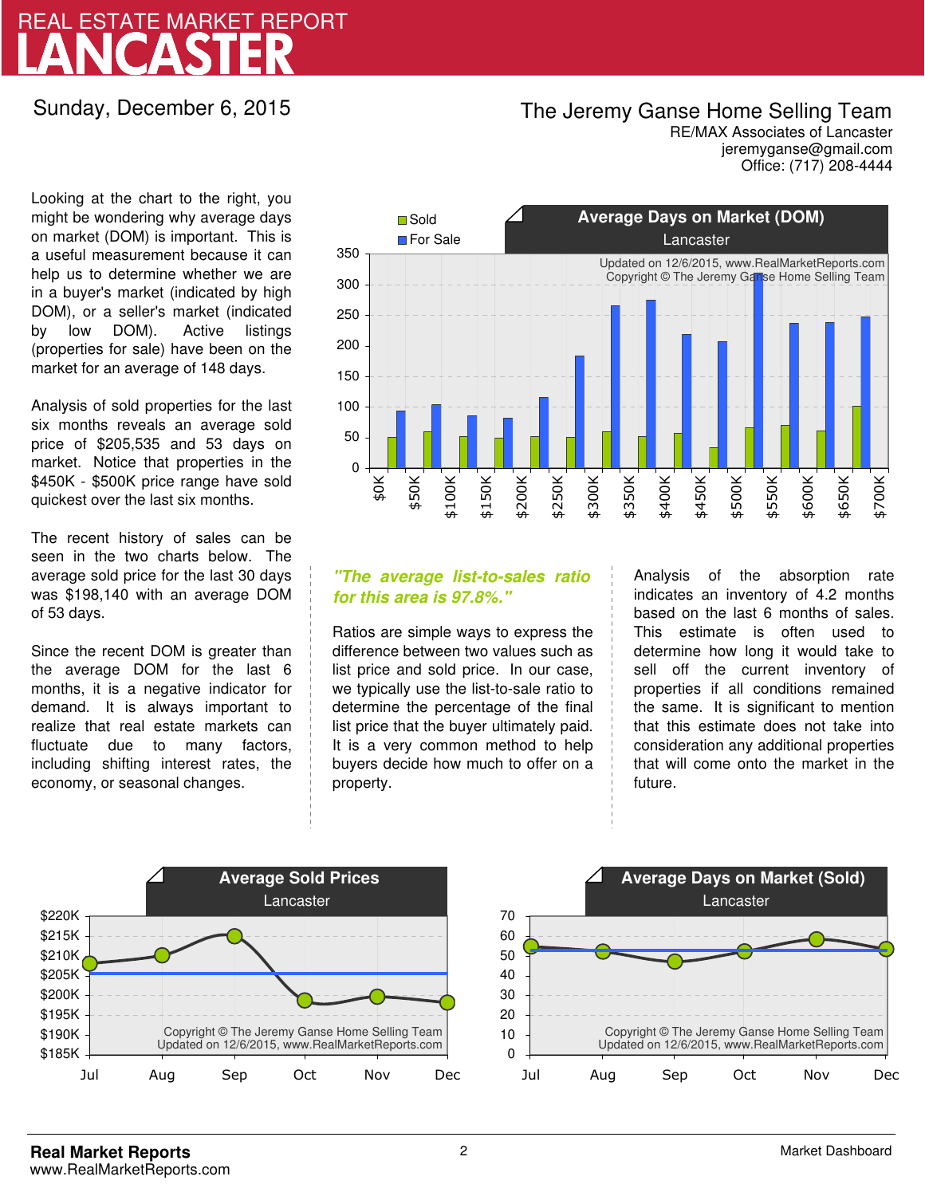# REAL ESTATE MARKET REPORT LANCASTER

Sunday, December 6, 2015

**The Jeremy Ganse Home Selling Team**
RE/MAX Associates of Lancaster
jeremyganse@gmail.com
Office: (717) 208-4444

Looking at the chart to the right, you might be wondering why average days on market (DOM) is important. This is a useful measurement because it can help us to determine whether we are in a buyer's market (indicated by high DOM), or a seller's market (indicated by low DOM). Active listings (properties for sale) have been on the market for an average of 148 days.

Analysis of sold properties for the last six months reveals an average sold price of $205,535 and 53 days on market. Notice that properties in the $450K - $500K price range have sold quickest over the last six months.

The recent history of sales can be seen in the two charts below. The average sold price for the last 30 days was $198,140 with an average DOM of 53 days.

Since the recent DOM is greater than the average DOM for the last 6 months, it is a negative indicator for demand. It is always important to realize that real estate markets can fluctuate due to many factors, including shifting interest rates, the economy, or seasonal changes.

*"The average list-to-sales ratio for this area is 97.8%."*

Ratios are simple ways to express the difference between two values such as list price and sold price. In our case, we typically use the list-to-sale ratio to determine the percentage of the final list price that the buyer ultimately paid. It is a very common method to help buyers decide how much to offer on a property.

Analysis of the absorption rate indicates an inventory of 4.2 months based on the last 6 months of sales. This estimate is often used to determine how long it would take to sell off the current inventory of properties if all conditions remained the same. It is significant to mention that this estimate does not take into consideration any additional properties that will come onto the market in the future.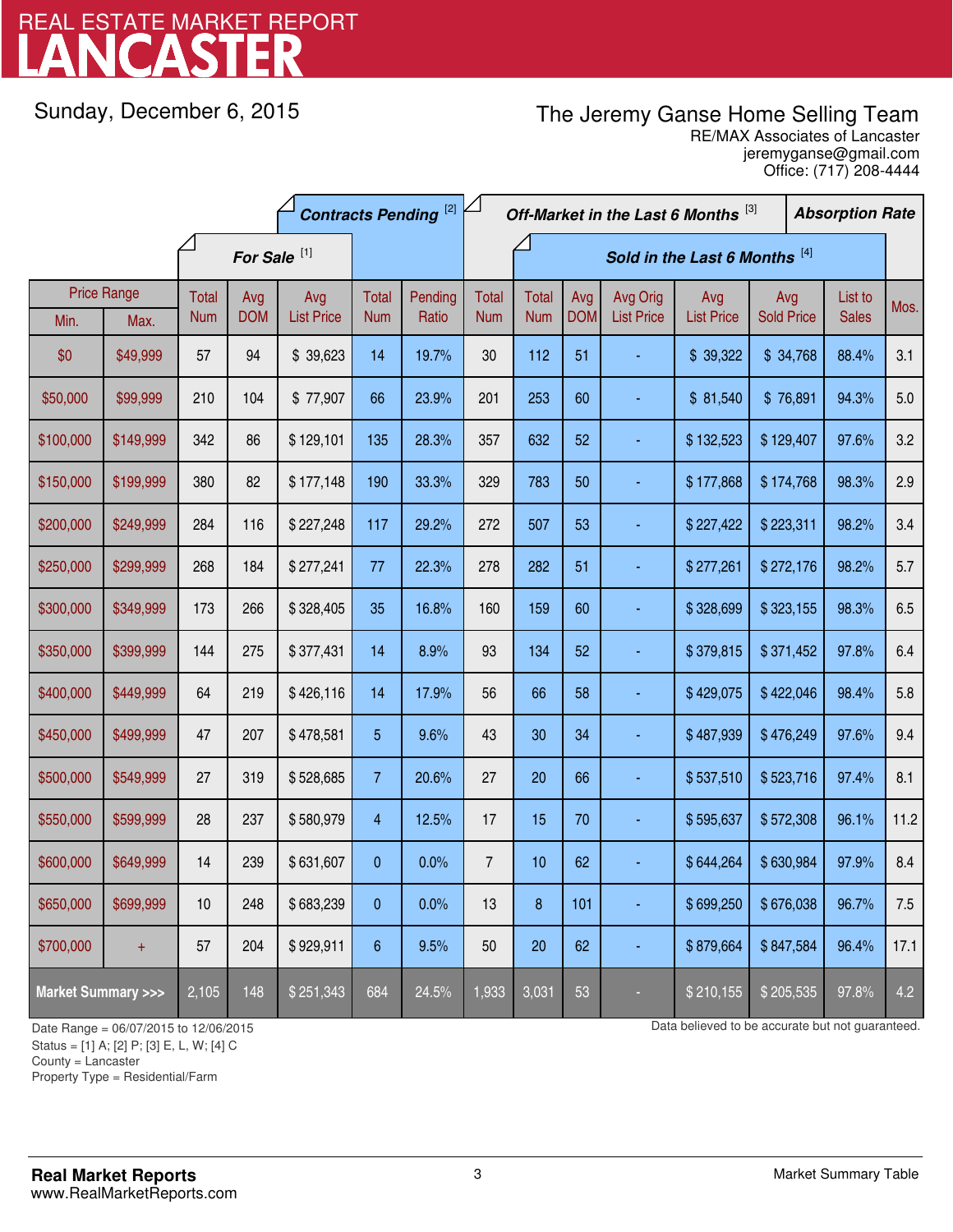# REAL ESTATE MARKET REPORT
# LANCASTER

Sunday, December 6, 2015

The Jeremy Ganse Home Selling Team
RE/MAX Associates of Lancaster
jeremyganse@gmail.com
Office: (717) 208-4444

| Price Range | | For Sale [1] | | | Contracts Pending [2] | | Off-Market in the Last 6 Months [3] | Sold in the Last 6 Months [4] | | | | | | Absorption Rate |
|---|---|---|---|---|---|---|---|---|---|---|---|---|---|---|
| Min. | Max. | Total Num | Avg DOM | Avg List Price | Total Num | Pending Ratio | Total Num | Total Num | Avg DOM | Avg Orig List Price | Avg List Price | Avg Sold Price | List to Sales | Mos. |
| $0 | $49,999 | 57 | 94 | $ 39,623 | 14 | 19.7% | 30 | 112 | 51 | - | $ 39,322 | $ 34,768 | 88.4% | 3.1 |
| $50,000 | $99,999 | 210 | 104 | $ 77,907 | 66 | 23.9% | 201 | 253 | 60 | - | $ 81,540 | $ 76,891 | 94.3% | 5.0 |
| $100,000 | $149,999 | 342 | 86 | $ 129,101 | 135 | 28.3% | 357 | 632 | 52 | - | $ 132,523 | $ 129,407 | 97.6% | 3.2 |
| $150,000 | $199,999 | 380 | 82 | $ 177,148 | 190 | 33.3% | 329 | 783 | 50 | - | $ 177,868 | $ 174,768 | 98.3% | 2.9 |
| $200,000 | $249,999 | 284 | 116 | $ 227,248 | 117 | 29.2% | 272 | 507 | 53 | - | $ 227,422 | $ 223,311 | 98.2% | 3.4 |
| $250,000 | $299,999 | 268 | 184 | $ 277,241 | 77 | 22.3% | 278 | 282 | 51 | - | $ 277,261 | $ 272,176 | 98.2% | 5.7 |
| $300,000 | $349,999 | 173 | 266 | $ 328,405 | 35 | 16.8% | 160 | 159 | 60 | - | $ 328,699 | $ 323,155 | 98.3% | 6.5 |
| $350,000 | $399,999 | 144 | 275 | $ 377,431 | 14 | 8.9% | 93 | 134 | 52 | - | $ 379,815 | $ 371,452 | 97.8% | 6.4 |
| $400,000 | $449,999 | 64 | 219 | $ 426,116 | 14 | 17.9% | 56 | 66 | 58 | - | $ 429,075 | $ 422,046 | 98.4% | 5.8 |
| $450,000 | $499,999 | 47 | 207 | $ 478,581 | 5 | 9.6% | 43 | 30 | 34 | - | $ 487,939 | $ 476,249 | 97.6% | 9.4 |
| $500,000 | $549,999 | 27 | 319 | $ 528,685 | 7 | 20.6% | 27 | 20 | 66 | - | $ 537,510 | $ 523,716 | 97.4% | 8.1 |
| $550,000 | $599,999 | 28 | 237 | $ 580,979 | 4 | 12.5% | 17 | 15 | 70 | - | $ 595,637 | $ 572,308 | 96.1% | 11.2 |
| $600,000 | $649,999 | 14 | 239 | $ 631,607 | 0 | 0.0% | 7 | 10 | 62 | - | $ 644,264 | $ 630,984 | 97.9% | 8.4 |
| $650,000 | $699,999 | 10 | 248 | $ 683,239 | 0 | 0.0% | 13 | 8 | 101 | - | $ 699,250 | $ 676,038 | 96.7% | 7.5 |
| $700,000 | + | 57 | 204 | $ 929,911 | 6 | 9.5% | 50 | 20 | 62 | - | $ 879,664 | $ 847,584 | 96.4% | 17.1 |
| **Market Summary >>>** | | 2,105 | 148 | $ 251,343 | 684 | 24.5% | 1,933 | 3,031 | 53 | - | $ 210,155 | $ 205,535 | 97.8% | 4.2 |

Date Range = 06/07/2015 to 12/06/2015
Status = [1] A; [2] P; [3] E, L, W; [4] C
County = Lancaster
Property Type = Residential/Farm

Data believed to be accurate but not guaranteed.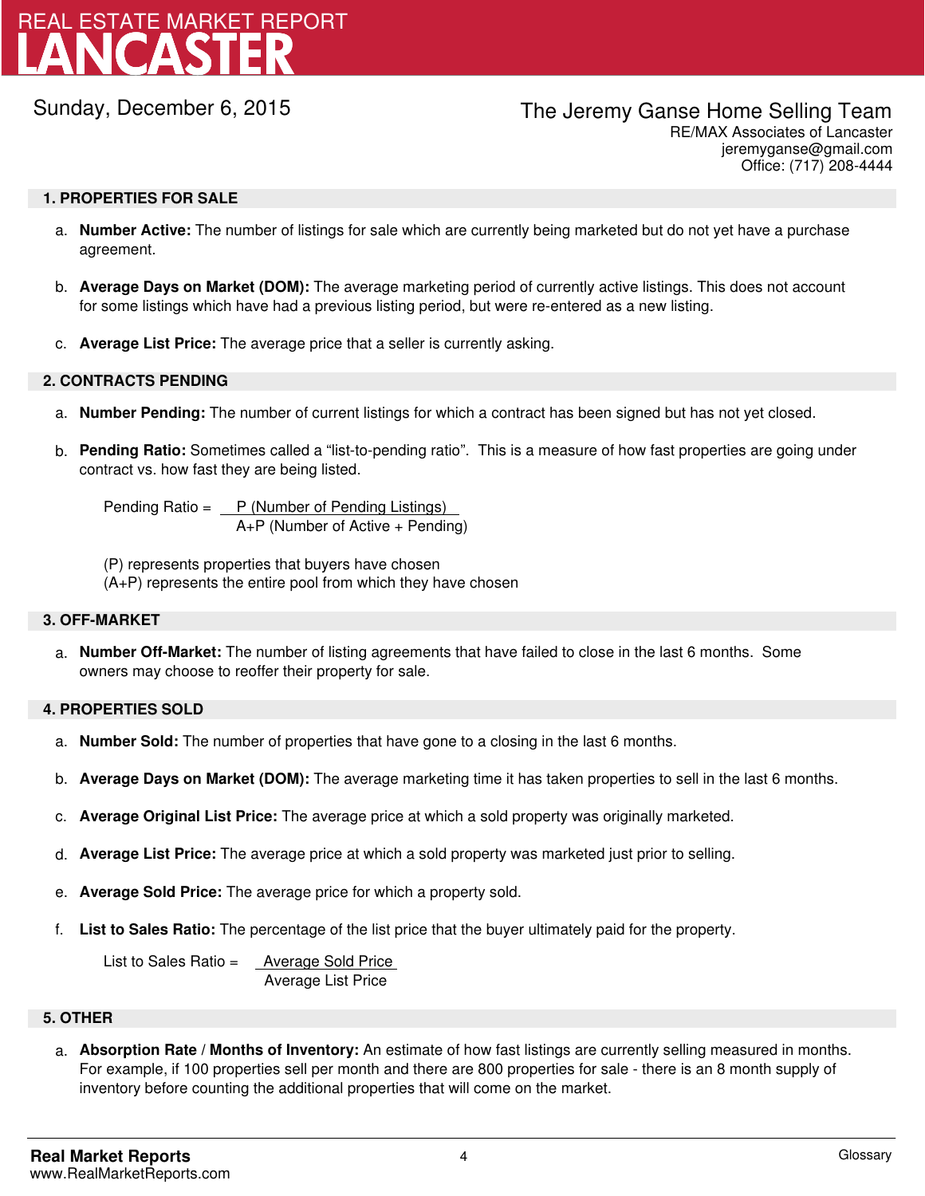# REAL ESTATE MARKET REPORT LANCASTER

Sunday, December 6, 2015

The Jeremy Ganse Home Selling Team
RE/MAX Associates of Lancaster
jeremyganse@gmail.com
Office: (717) 208-4444

## 1. PROPERTIES FOR SALE

a. **Number Active:** The number of listings for sale which are currently being marketed but do not yet have a purchase agreement.

b. **Average Days on Market (DOM):** The average marketing period of currently active listings. This does not account for some listings which have had a previous listing period, but were re-entered as a new listing.

c. **Average List Price:** The average price that a seller is currently asking.

## 2. CONTRACTS PENDING

a. **Number Pending:** The number of current listings for which a contract has been signed but has not yet closed.

b. **Pending Ratio:** Sometimes called a "list-to-pending ratio". This is a measure of how fast properties are going under contract vs. how fast they are being listed.

$$\text{Pending Ratio} = \frac{\text{P (Number of Pending Listings)}}{\text{A+P (Number of Active + Pending)}}$$

(P) represents properties that buyers have chosen
(A+P) represents the entire pool from which they have chosen

## 3. OFF-MARKET

a. **Number Off-Market:** The number of listing agreements that have failed to close in the last 6 months. Some owners may choose to reoffer their property for sale.

## 4. PROPERTIES SOLD

a. **Number Sold:** The number of properties that have gone to a closing in the last 6 months.

b. **Average Days on Market (DOM):** The average marketing time it has taken properties to sell in the last 6 months.

c. **Average Original List Price:** The average price at which a sold property was originally marketed.

d. **Average List Price:** The average price at which a sold property was marketed just prior to selling.

e. **Average Sold Price:** The average price for which a property sold.

f. **List to Sales Ratio:** The percentage of the list price that the buyer ultimately paid for the property.

$$\text{List to Sales Ratio} = \frac{\text{Average Sold Price}}{\text{Average List Price}}$$

## 5. OTHER

a. **Absorption Rate / Months of Inventory:** An estimate of how fast listings are currently selling measured in months. For example, if 100 properties sell per month and there are 800 properties for sale - there is an 8 month supply of inventory before counting the additional properties that will come on the market.